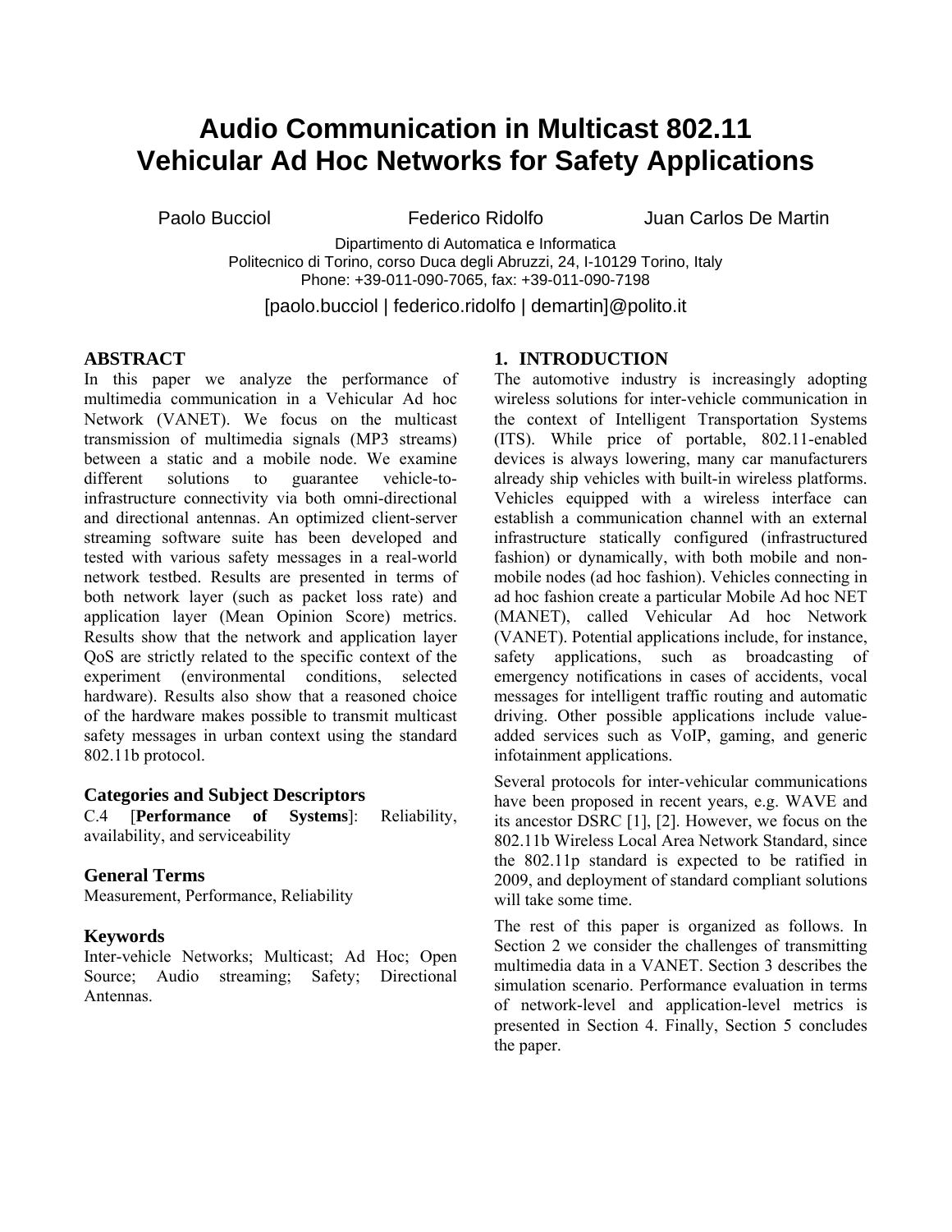# Audio Communication in Multicast 802.11 Vehicular Ad Hoc Networks for Safety Applications

Paolo Bucciol, Federico Ridolfo, Juan Carlos De Martin

Dipartimento di Automatica e Informatica
Politecnico di Torino, corso Duca degli Abruzzi, 24, I-10129 Torino, Italy
Phone: +39-011-090-7065, fax: +39-011-090-7198

[paolo.bucciol | federico.ridolfo | demartin]@polito.it

## ABSTRACT

In this paper we analyze the performance of multimedia communication in a Vehicular Ad hoc Network (VANET). We focus on the multicast transmission of multimedia signals (MP3 streams) between a static and a mobile node. We examine different solutions to guarantee vehicle-to-infrastructure connectivity via both omni-directional and directional antennas. An optimized client-server streaming software suite has been developed and tested with various safety messages in a real-world network testbed. Results are presented in terms of both network layer (such as packet loss rate) and application layer (Mean Opinion Score) metrics. Results show that the network and application layer QoS are strictly related to the specific context of the experiment (environmental conditions, selected hardware). Results also show that a reasoned choice of the hardware makes possible to transmit multicast safety messages in urban context using the standard 802.11b protocol.

### Categories and Subject Descriptors

C.4 [**Performance of Systems**]: Reliability, availability, and serviceability

### General Terms

Measurement, Performance, Reliability

### Keywords

Inter-vehicle Networks; Multicast; Ad Hoc; Open Source; Audio streaming; Safety; Directional Antennas.

## 1. INTRODUCTION

The automotive industry is increasingly adopting wireless solutions for inter-vehicle communication in the context of Intelligent Transportation Systems (ITS). While price of portable, 802.11-enabled devices is always lowering, many car manufacturers already ship vehicles with built-in wireless platforms. Vehicles equipped with a wireless interface can establish a communication channel with an external infrastructure statically configured (infrastructured fashion) or dynamically, with both mobile and non-mobile nodes (ad hoc fashion). Vehicles connecting in ad hoc fashion create a particular Mobile Ad hoc NET (MANET), called Vehicular Ad hoc Network (VANET). Potential applications include, for instance, safety applications, such as broadcasting of emergency notifications in cases of accidents, vocal messages for intelligent traffic routing and automatic driving. Other possible applications include value-added services such as VoIP, gaming, and generic infotainment applications.

Several protocols for inter-vehicular communications have been proposed in recent years, e.g. WAVE and its ancestor DSRC [1], [2]. However, we focus on the 802.11b Wireless Local Area Network Standard, since the 802.11p standard is expected to be ratified in 2009, and deployment of standard compliant solutions will take some time.

The rest of this paper is organized as follows. In Section 2 we consider the challenges of transmitting multimedia data in a VANET. Section 3 describes the simulation scenario. Performance evaluation in terms of network-level and application-level metrics is presented in Section 4. Finally, Section 5 concludes the paper.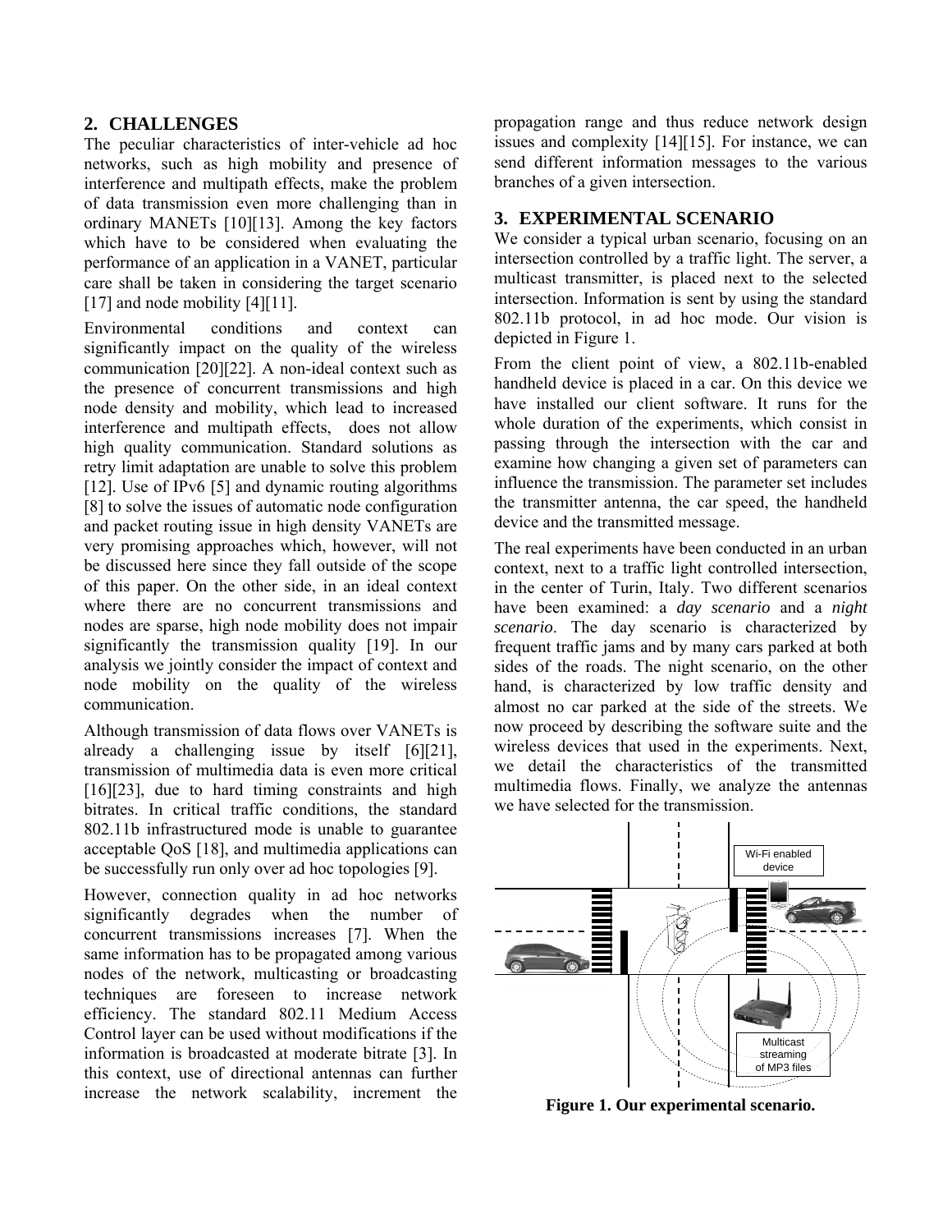## 2. CHALLENGES

The peculiar characteristics of inter-vehicle ad hoc networks, such as high mobility and presence of interference and multipath effects, make the problem of data transmission even more challenging than in ordinary MANETs [10][13]. Among the key factors which have to be considered when evaluating the performance of an application in a VANET, particular care shall be taken in considering the target scenario [17] and node mobility [4][11].

Environmental conditions and context can significantly impact on the quality of the wireless communication [20][22]. A non-ideal context such as the presence of concurrent transmissions and high node density and mobility, which lead to increased interference and multipath effects, does not allow high quality communication. Standard solutions as retry limit adaptation are unable to solve this problem [12]. Use of IPv6 [5] and dynamic routing algorithms [8] to solve the issues of automatic node configuration and packet routing issue in high density VANETs are very promising approaches which, however, will not be discussed here since they fall outside of the scope of this paper. On the other side, in an ideal context where there are no concurrent transmissions and nodes are sparse, high node mobility does not impair significantly the transmission quality [19]. In our analysis we jointly consider the impact of context and node mobility on the quality of the wireless communication.

Although transmission of data flows over VANETs is already a challenging issue by itself [6][21], transmission of multimedia data is even more critical [16][23], due to hard timing constraints and high bitrates. In critical traffic conditions, the standard 802.11b infrastructured mode is unable to guarantee acceptable QoS [18], and multimedia applications can be successfully run only over ad hoc topologies [9].

However, connection quality in ad hoc networks significantly degrades when the number of concurrent transmissions increases [7]. When the same information has to be propagated among various nodes of the network, multicasting or broadcasting techniques are foreseen to increase network efficiency. The standard 802.11 Medium Access Control layer can be used without modifications if the information is broadcasted at moderate bitrate [3]. In this context, use of directional antennas can further increase the network scalability, increment the propagation range and thus reduce network design issues and complexity [14][15]. For instance, we can send different information messages to the various branches of a given intersection.

## 3. EXPERIMENTAL SCENARIO

We consider a typical urban scenario, focusing on an intersection controlled by a traffic light. The server, a multicast transmitter, is placed next to the selected intersection. Information is sent by using the standard 802.11b protocol, in ad hoc mode. Our vision is depicted in Figure 1.

From the client point of view, a 802.11b-enabled handheld device is placed in a car. On this device we have installed our client software. It runs for the whole duration of the experiments, which consist in passing through the intersection with the car and examine how changing a given set of parameters can influence the transmission. The parameter set includes the transmitter antenna, the car speed, the handheld device and the transmitted message.

The real experiments have been conducted in an urban context, next to a traffic light controlled intersection, in the center of Turin, Italy. Two different scenarios have been examined: a *day scenario* and a *night scenario*. The day scenario is characterized by frequent traffic jams and by many cars parked at both sides of the roads. The night scenario, on the other hand, is characterized by low traffic density and almost no car parked at the side of the streets. We now proceed by describing the software suite and the wireless devices that used in the experiments. Next, we detail the characteristics of the transmitted multimedia flows. Finally, we analyze the antennas we have selected for the transmission.

Wi-Fi enabled device

Multicast streaming of MP3 files

**Figure 1. Our experimental scenario.**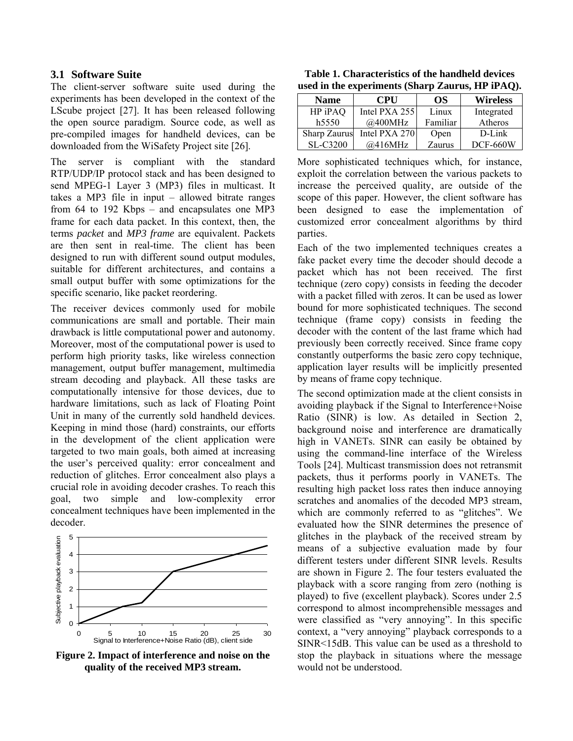### 3.1 Software Suite

The client-server software suite used during the experiments has been developed in the context of the LScube project [27]. It has been released following the open source paradigm. Source code, as well as pre-compiled images for handheld devices, can be downloaded from the WiSafety Project site [26].

The server is compliant with the standard RTP/UDP/IP protocol stack and has been designed to send MPEG-1 Layer 3 (MP3) files in multicast. It takes a MP3 file in input – allowed bitrate ranges from 64 to 192 Kbps – and encapsulates one MP3 frame for each data packet. In this context, then, the terms *packet* and *MP3 frame* are equivalent. Packets are then sent in real-time. The client has been designed to run with different sound output modules, suitable for different architectures, and contains a small output buffer with some optimizations for the specific scenario, like packet reordering.

The receiver devices commonly used for mobile communications are small and portable. Their main drawback is little computational power and autonomy. Moreover, most of the computational power is used to perform high priority tasks, like wireless connection management, output buffer management, multimedia stream decoding and playback. All these tasks are computationally intensive for those devices, due to hardware limitations, such as lack of Floating Point Unit in many of the currently sold handheld devices. Keeping in mind those (hard) constraints, our efforts in the development of the client application were targeted to two main goals, both aimed at increasing the user's perceived quality: error concealment and reduction of glitches. Error concealment also plays a crucial role in avoiding decoder crashes. To reach this goal, two simple and low-complexity error concealment techniques have been implemented in the decoder.

**Figure 2. Impact of interference and noise on the quality of the received MP3 stream.**

**Table 1. Characteristics of the handheld devices used in the experiments (Sharp Zaurus, HP iPAQ).**

| Name | CPU | OS | Wireless |
|---|---|---|---|
| HP iPAQ h5550 | Intel PXA 255 @400MHz | Linux Familiar | Integrated Atheros |
| Sharp Zaurus SL-C3200 | Intel PXA 270 @416MHz | Open Zaurus | D-Link DCF-660W |

More sophisticated techniques which, for instance, exploit the correlation between the various packets to increase the perceived quality, are outside of the scope of this paper. However, the client software has been designed to ease the implementation of customized error concealment algorithms by third parties.

Each of the two implemented techniques creates a fake packet every time the decoder should decode a packet which has not been received. The first technique (zero copy) consists in feeding the decoder with a packet filled with zeros. It can be used as lower bound for more sophisticated techniques. The second technique (frame copy) consists in feeding the decoder with the content of the last frame which had previously been correctly received. Since frame copy constantly outperforms the basic zero copy technique, application layer results will be implicitly presented by means of frame copy technique.

The second optimization made at the client consists in avoiding playback if the Signal to Interference+Noise Ratio (SINR) is low. As detailed in Section 2, background noise and interference are dramatically high in VANETs. SINR can easily be obtained by using the command-line interface of the Wireless Tools [24]. Multicast transmission does not retransmit packets, thus it performs poorly in VANETs. The resulting high packet loss rates then induce annoying scratches and anomalies of the decoded MP3 stream, which are commonly referred to as "glitches". We evaluated how the SINR determines the presence of glitches in the playback of the received stream by means of a subjective evaluation made by four different testers under different SINR levels. Results are shown in Figure 2. The four testers evaluated the playback with a score ranging from zero (nothing is played) to five (excellent playback). Scores under 2.5 correspond to almost incomprehensible messages and were classified as "very annoying". In this specific context, a "very annoying" playback corresponds to a SINR<15dB. This value can be used as a threshold to stop the playback in situations where the message would not be understood.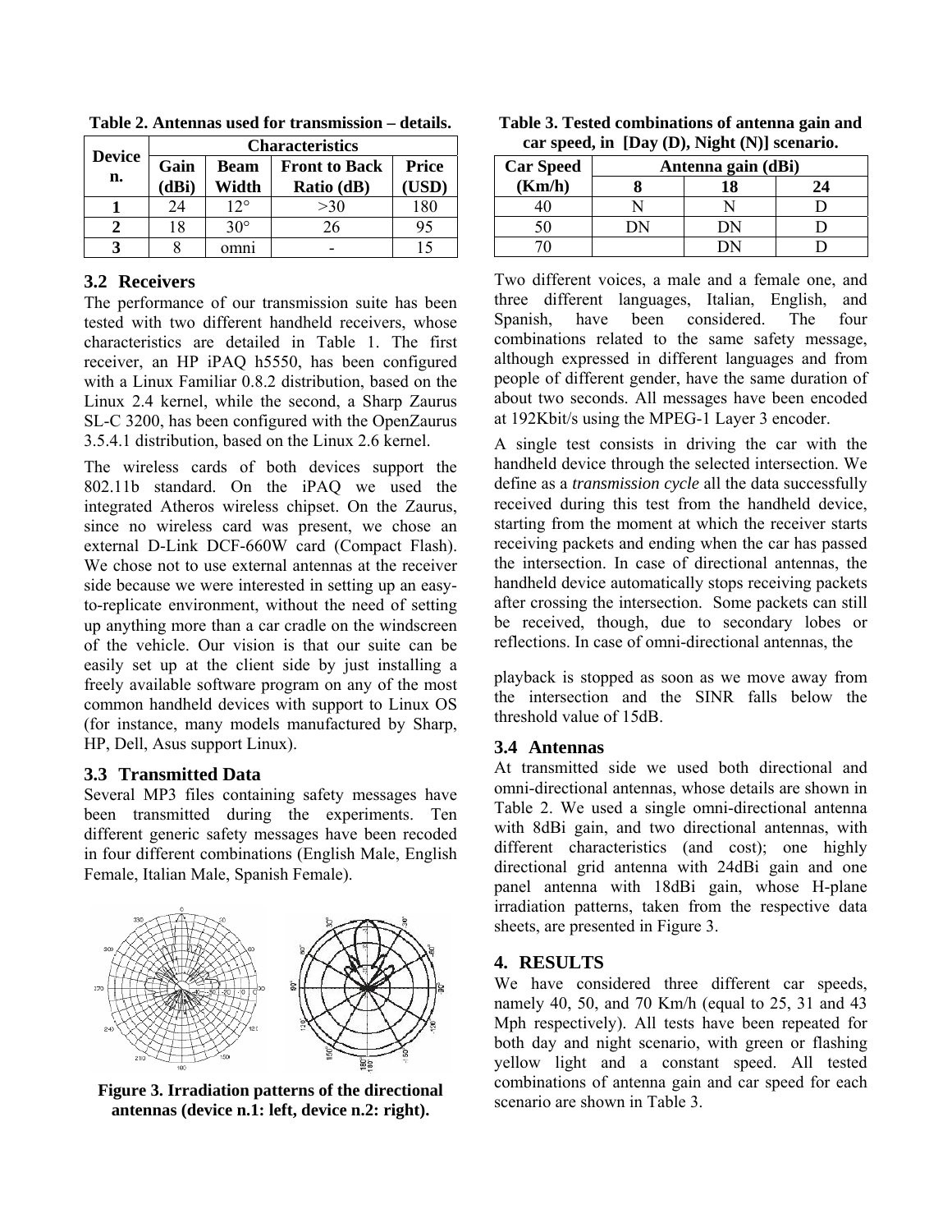**Table 2. Antennas used for transmission – details.**

| Device n. | Characteristics | | | |
|---|---|---|---|---|
| | Gain (dBi) | Beam Width | Front to Back Ratio (dB) | Price (USD) |
| **1** | 24 | 12° | >30 | 180 |
| **2** | 18 | 30° | 26 | 95 |
| **3** | 8 | omni | - | 15 |

### 3.2 Receivers

The performance of our transmission suite has been tested with two different handheld receivers, whose characteristics are detailed in Table 1. The first receiver, an HP iPAQ h5550, has been configured with a Linux Familiar 0.8.2 distribution, based on the Linux 2.4 kernel, while the second, a Sharp Zaurus SL-C 3200, has been configured with the OpenZaurus 3.5.4.1 distribution, based on the Linux 2.6 kernel.

The wireless cards of both devices support the 802.11b standard. On the iPAQ we used the integrated Atheros wireless chipset. On the Zaurus, since no wireless card was present, we chose an external D-Link DCF-660W card (Compact Flash). We chose not to use external antennas at the receiver side because we were interested in setting up an easy-to-replicate environment, without the need of setting up anything more than a car cradle on the windscreen of the vehicle. Our vision is that our suite can be easily set up at the client side by just installing a freely available software program on any of the most common handheld devices with support to Linux OS (for instance, many models manufactured by Sharp, HP, Dell, Asus support Linux).

### 3.3 Transmitted Data

Several MP3 files containing safety messages have been transmitted during the experiments. Ten different generic safety messages have been recoded in four different combinations (English Male, English Female, Italian Male, Spanish Female).

**Figure 3. Irradiation patterns of the directional antennas (device n.1: left, device n.2: right).**

**Table 3. Tested combinations of antenna gain and car speed, in [Day (D), Night (N)] scenario.**

| Car Speed (Km/h) | Antenna gain (dBi) | | |
|---|---|---|---|
| | 8 | 18 | 24 |
| 40 | N | N | D |
| 50 | DN | DN | D |
| 70 | | DN | D |

Two different voices, a male and a female one, and three different languages, Italian, English, and Spanish, have been considered. The four combinations related to the same safety message, although expressed in different languages and from people of different gender, have the same duration of about two seconds. All messages have been encoded at 192Kbit/s using the MPEG-1 Layer 3 encoder.

A single test consists in driving the car with the handheld device through the selected intersection. We define as a *transmission cycle* all the data successfully received during this test from the handheld device, starting from the moment at which the receiver starts receiving packets and ending when the car has passed the intersection. In case of directional antennas, the handheld device automatically stops receiving packets after crossing the intersection. Some packets can still be received, though, due to secondary lobes or reflections. In case of omni-directional antennas, the playback is stopped as soon as we move away from the intersection and the SINR falls below the threshold value of 15dB.

### 3.4 Antennas

At transmitted side we used both directional and omni-directional antennas, whose details are shown in Table 2. We used a single omni-directional antenna with 8dBi gain, and two directional antennas, with different characteristics (and cost); one highly directional grid antenna with 24dBi gain and one panel antenna with 18dBi gain, whose H-plane irradiation patterns, taken from the respective data sheets, are presented in Figure 3.

## 4. RESULTS

We have considered three different car speeds, namely 40, 50, and 70 Km/h (equal to 25, 31 and 43 Mph respectively). All tests have been repeated for both day and night scenario, with green or flashing yellow light and a constant speed. All tested combinations of antenna gain and car speed for each scenario are shown in Table 3.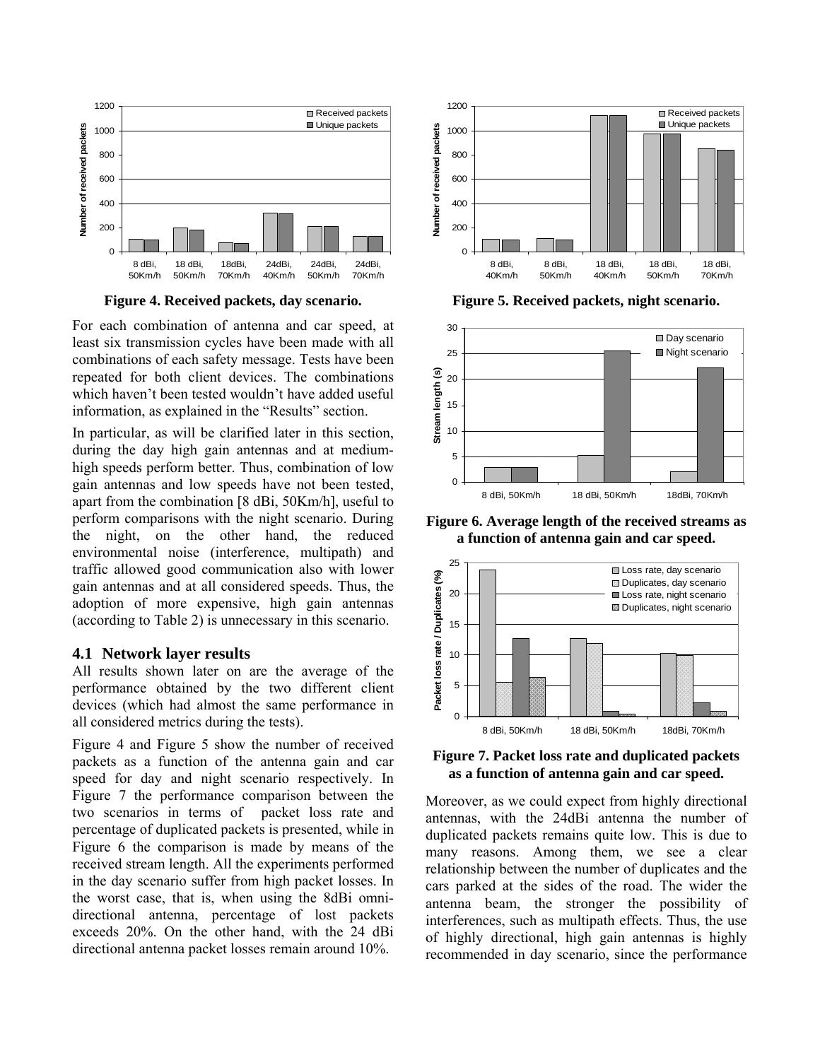Figure 4. Received packets, day scenario.

Figure 5. Received packets, night scenario.

Figure 6. Average length of the received streams as a function of antenna gain and car speed.

Figure 7. Packet loss rate and duplicated packets as a function of antenna gain and car speed.

For each combination of antenna and car speed, at least six transmission cycles have been made with all combinations of each safety message. Tests have been repeated for both client devices. The combinations which haven't been tested wouldn't have added useful information, as explained in the "Results" section.

In particular, as will be clarified later in this section, during the day high gain antennas and at medium-high speeds perform better. Thus, combination of low gain antennas and low speeds have not been tested, apart from the combination [8 dBi, 50Km/h], useful to perform comparisons with the night scenario. During the night, on the other hand, the reduced environmental noise (interference, multipath) and traffic allowed good communication also with lower gain antennas and at all considered speeds. Thus, the adoption of more expensive, high gain antennas (according to Table 2) is unnecessary in this scenario.

### 4.1 Network layer results

All results shown later on are the average of the performance obtained by the two different client devices (which had almost the same performance in all considered metrics during the tests).

Figure 4 and Figure 5 show the number of received packets as a function of the antenna gain and car speed for day and night scenario respectively. In Figure 7 the performance comparison between the two scenarios in terms of packet loss rate and percentage of duplicated packets is presented, while in Figure 6 the comparison is made by means of the received stream length. All the experiments performed in the day scenario suffer from high packet losses. In the worst case, that is, when using the 8dBi omni-directional antenna, percentage of lost packets exceeds 20%. On the other hand, with the 24 dBi directional antenna packet losses remain around 10%.

Moreover, as we could expect from highly directional antennas, with the 24dBi antenna the number of duplicated packets remains quite low. This is due to many reasons. Among them, we see a clear relationship between the number of duplicates and the cars parked at the sides of the road. The wider the antenna beam, the stronger the possibility of interferences, such as multipath effects. Thus, the use of highly directional, high gain antennas is highly recommended in day scenario, since the performance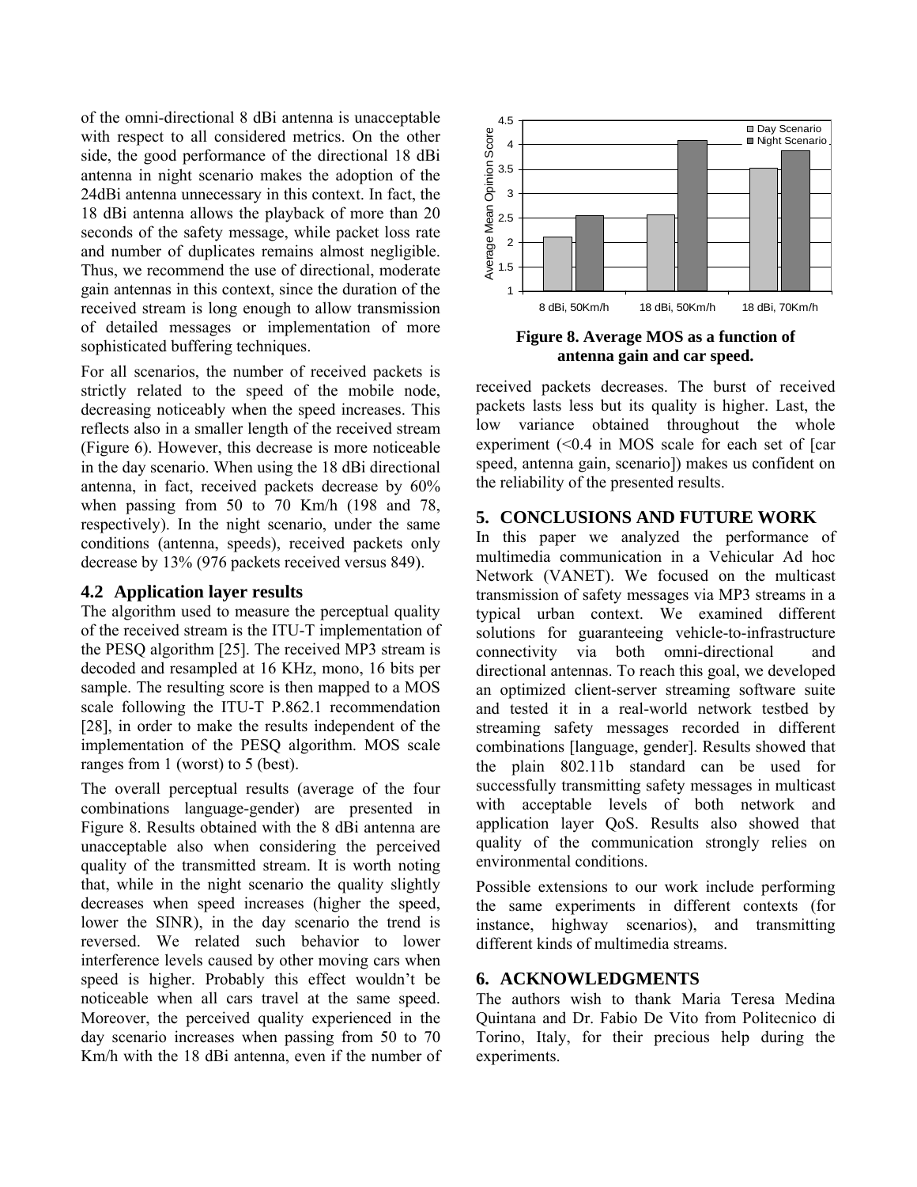of the omni-directional 8 dBi antenna is unacceptable with respect to all considered metrics. On the other side, the good performance of the directional 18 dBi antenna in night scenario makes the adoption of the 24dBi antenna unnecessary in this context. In fact, the 18 dBi antenna allows the playback of more than 20 seconds of the safety message, while packet loss rate and number of duplicates remains almost negligible. Thus, we recommend the use of directional, moderate gain antennas in this context, since the duration of the received stream is long enough to allow transmission of detailed messages or implementation of more sophisticated buffering techniques.

For all scenarios, the number of received packets is strictly related to the speed of the mobile node, decreasing noticeably when the speed increases. This reflects also in a smaller length of the received stream (Figure 6). However, this decrease is more noticeable in the day scenario. When using the 18 dBi directional antenna, in fact, received packets decrease by 60% when passing from 50 to 70 Km/h (198 and 78, respectively). In the night scenario, under the same conditions (antenna, speeds), received packets only decrease by 13% (976 packets received versus 849).

### 4.2 Application layer results

The algorithm used to measure the perceptual quality of the received stream is the ITU-T implementation of the PESQ algorithm [25]. The received MP3 stream is decoded and resampled at 16 KHz, mono, 16 bits per sample. The resulting score is then mapped to a MOS scale following the ITU-T P.862.1 recommendation [28], in order to make the results independent of the implementation of the PESQ algorithm. MOS scale ranges from 1 (worst) to 5 (best).

The overall perceptual results (average of the four combinations language-gender) are presented in Figure 8. Results obtained with the 8 dBi antenna are unacceptable also when considering the perceived quality of the transmitted stream. It is worth noting that, while in the night scenario the quality slightly decreases when speed increases (higher the speed, lower the SINR), in the day scenario the trend is reversed. We related such behavior to lower interference levels caused by other moving cars when speed is higher. Probably this effect wouldn't be noticeable when all cars travel at the same speed. Moreover, the perceived quality experienced in the day scenario increases when passing from 50 to 70 Km/h with the 18 dBi antenna, even if the number of received packets decreases. The burst of received packets lasts less but its quality is higher. Last, the low variance obtained throughout the whole experiment (<0.4 in MOS scale for each set of [car speed, antenna gain, scenario]) makes us confident on the reliability of the presented results.

**Figure 8. Average MOS as a function of antenna gain and car speed.**

## 5. CONCLUSIONS AND FUTURE WORK

In this paper we analyzed the performance of multimedia communication in a Vehicular Ad hoc Network (VANET). We focused on the multicast transmission of safety messages via MP3 streams in a typical urban context. We examined different solutions for guaranteeing vehicle-to-infrastructure connectivity via both omni-directional and directional antennas. To reach this goal, we developed an optimized client-server streaming software suite and tested it in a real-world network testbed by streaming safety messages recorded in different combinations [language, gender]. Results showed that the plain 802.11b standard can be used for successfully transmitting safety messages in multicast with acceptable levels of both network and application layer QoS. Results also showed that quality of the communication strongly relies on environmental conditions.

Possible extensions to our work include performing the same experiments in different contexts (for instance, highway scenarios), and transmitting different kinds of multimedia streams.

## 6. ACKNOWLEDGMENTS

The authors wish to thank Maria Teresa Medina Quintana and Dr. Fabio De Vito from Politecnico di Torino, Italy, for their precious help during the experiments.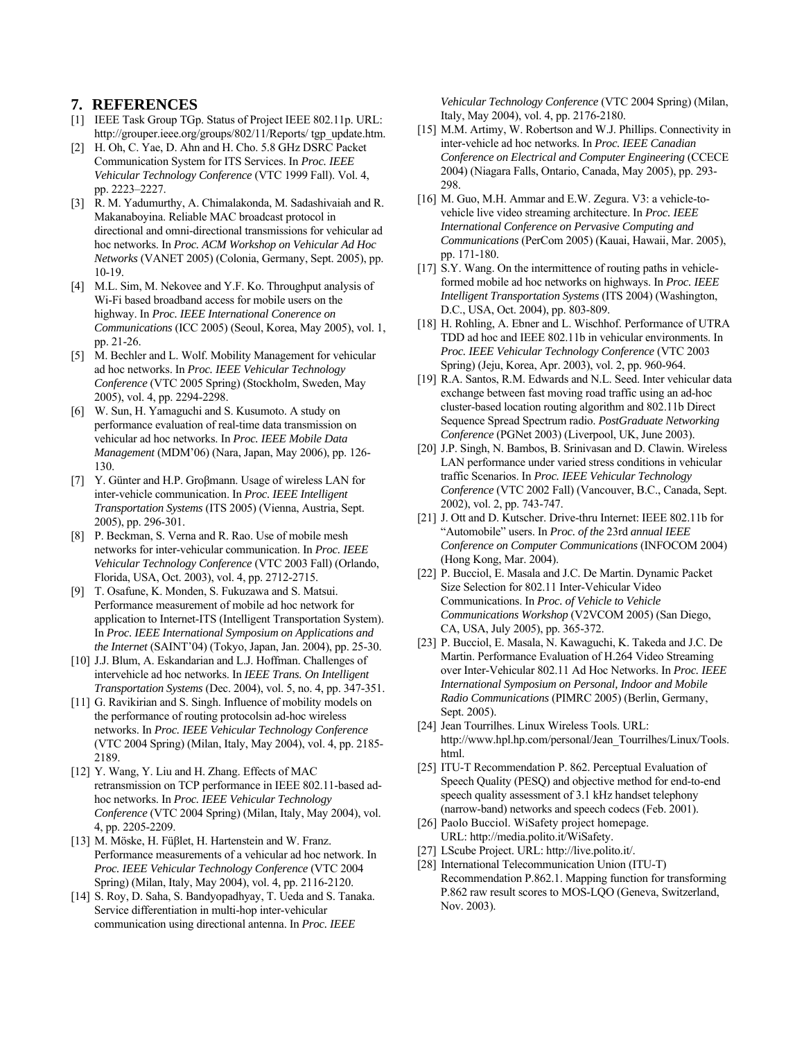## 7. REFERENCES

[1] IEEE Task Group TGp. Status of Project IEEE 802.11p. URL: http://grouper.ieee.org/groups/802/11/Reports/ tgp_update.htm.

[2] H. Oh, C. Yae, D. Ahn and H. Cho. 5.8 GHz DSRC Packet Communication System for ITS Services. In *Proc. IEEE Vehicular Technology Conference* (VTC 1999 Fall). Vol. 4, pp. 2223–2227.

[3] R. M. Yadumurthy, A. Chimalakonda, M. Sadashivaiah and R. Makanaboyina. Reliable MAC broadcast protocol in directional and omni-directional transmissions for vehicular ad hoc networks. In *Proc. ACM Workshop on Vehicular Ad Hoc Networks* (VANET 2005) (Colonia, Germany, Sept. 2005), pp. 10-19.

[4] M.L. Sim, M. Nekovee and Y.F. Ko. Throughput analysis of Wi-Fi based broadband access for mobile users on the highway. In *Proc. IEEE International Conerence on Communications* (ICC 2005) (Seoul, Korea, May 2005), vol. 1, pp. 21-26.

[5] M. Bechler and L. Wolf. Mobility Management for vehicular ad hoc networks. In *Proc. IEEE Vehicular Technology Conference* (VTC 2005 Spring) (Stockholm, Sweden, May 2005), vol. 4, pp. 2294-2298.

[6] W. Sun, H. Yamaguchi and S. Kusumoto. A study on performance evaluation of real-time data transmission on vehicular ad hoc networks. In *Proc. IEEE Mobile Data Management* (MDM'06) (Nara, Japan, May 2006), pp. 126-130.

[7] Y. Günter and H.P. Groβmann. Usage of wireless LAN for inter-vehicle communication. In *Proc. IEEE Intelligent Transportation Systems* (ITS 2005) (Vienna, Austria, Sept. 2005), pp. 296-301.

[8] P. Beckman, S. Verna and R. Rao. Use of mobile mesh networks for inter-vehicular communication. In *Proc. IEEE Vehicular Technology Conference* (VTC 2003 Fall) (Orlando, Florida, USA, Oct. 2003), vol. 4, pp. 2712-2715.

[9] T. Osafune, K. Monden, S. Fukuzawa and S. Matsui. Performance measurement of mobile ad hoc network for application to Internet-ITS (Intelligent Transportation System). In *Proc. IEEE International Symposium on Applications and the Internet* (SAINT'04) (Tokyo, Japan, Jan. 2004), pp. 25-30.

[10] J.J. Blum, A. Eskandarian and L.J. Hoffman. Challenges of intervehicle ad hoc networks. In *IEEE Trans. On Intelligent Transportation Systems* (Dec. 2004), vol. 5, no. 4, pp. 347-351.

[11] G. Ravikirian and S. Singh. Influence of mobility models on the performance of routing protocolsin ad-hoc wireless networks. In *Proc. IEEE Vehicular Technology Conference* (VTC 2004 Spring) (Milan, Italy, May 2004), vol. 4, pp. 2185-2189.

[12] Y. Wang, Y. Liu and H. Zhang. Effects of MAC retransmission on TCP performance in IEEE 802.11-based ad-hoc networks. In *Proc. IEEE Vehicular Technology Conference* (VTC 2004 Spring) (Milan, Italy, May 2004), vol. 4, pp. 2205-2209.

[13] M. Möske, H. Füβlet, H. Hartenstein and W. Franz. Performance measurements of a vehicular ad hoc network. In *Proc. IEEE Vehicular Technology Conference* (VTC 2004 Spring) (Milan, Italy, May 2004), vol. 4, pp. 2116-2120.

[14] S. Roy, D. Saha, S. Bandyopadhyay, T. Ueda and S. Tanaka. Service differentiation in multi-hop inter-vehicular communication using directional antenna. In *Proc. IEEE Vehicular Technology Conference* (VTC 2004 Spring) (Milan, Italy, May 2004), vol. 4, pp. 2176-2180.

[15] M.M. Artimy, W. Robertson and W.J. Phillips. Connectivity in inter-vehicle ad hoc networks. In *Proc. IEEE Canadian Conference on Electrical and Computer Engineering* (CCECE 2004) (Niagara Falls, Ontario, Canada, May 2005), pp. 293-298.

[16] M. Guo, M.H. Ammar and E.W. Zegura. V3: a vehicle-to-vehicle live video streaming architecture. In *Proc. IEEE International Conference on Pervasive Computing and Communications* (PerCom 2005) (Kauai, Hawaii, Mar. 2005), pp. 171-180.

[17] S.Y. Wang. On the intermittence of routing paths in vehicle-formed mobile ad hoc networks on highways. In *Proc. IEEE Intelligent Transportation Systems* (ITS 2004) (Washington, D.C., USA, Oct. 2004), pp. 803-809.

[18] H. Rohling, A. Ebner and L. Wischhof. Performance of UTRA TDD ad hoc and IEEE 802.11b in vehicular environments. In *Proc. IEEE Vehicular Technology Conference* (VTC 2003 Spring) (Jeju, Korea, Apr. 2003), vol. 2, pp. 960-964.

[19] R.A. Santos, R.M. Edwards and N.L. Seed. Inter vehicular data exchange between fast moving road traffic using an ad-hoc cluster-based location routing algorithm and 802.11b Direct Sequence Spread Spectrum radio. *PostGraduate Networking Conference* (PGNet 2003) (Liverpool, UK, June 2003).

[20] J.P. Singh, N. Bambos, B. Srinivasan and D. Clawin. Wireless LAN performance under varied stress conditions in vehicular traffic Scenarios. In *Proc. IEEE Vehicular Technology Conference* (VTC 2002 Fall) (Vancouver, B.C., Canada, Sept. 2002), vol. 2, pp. 743-747.

[21] J. Ott and D. Kutscher. Drive-thru Internet: IEEE 802.11b for "Automobile" users. In *Proc. of the* 23rd *annual IEEE Conference on Computer Communications* (INFOCOM 2004) (Hong Kong, Mar. 2004).

[22] P. Bucciol, E. Masala and J.C. De Martin. Dynamic Packet Size Selection for 802.11 Inter-Vehicular Video Communications. In *Proc. of Vehicle to Vehicle Communications Workshop* (V2VCOM 2005) (San Diego, CA, USA, July 2005), pp. 365-372.

[23] P. Bucciol, E. Masala, N. Kawaguchi, K. Takeda and J.C. De Martin. Performance Evaluation of H.264 Video Streaming over Inter-Vehicular 802.11 Ad Hoc Networks. In *Proc. IEEE International Symposium on Personal, Indoor and Mobile Radio Communications* (PIMRC 2005) (Berlin, Germany, Sept. 2005).

[24] Jean Tourrilhes. Linux Wireless Tools. URL: http://www.hpl.hp.com/personal/Jean_Tourrilhes/Linux/Tools.html.

[25] ITU-T Recommendation P. 862. Perceptual Evaluation of Speech Quality (PESQ) and objective method for end-to-end speech quality assessment of 3.1 kHz handset telephony (narrow-band) networks and speech codecs (Feb. 2001).

[26] Paolo Bucciol. WiSafety project homepage. URL: http://media.polito.it/WiSafety.

[27] LScube Project. URL: http://live.polito.it/.

[28] International Telecommunication Union (ITU-T) Recommendation P.862.1. Mapping function for transforming P.862 raw result scores to MOS-LQO (Geneva, Switzerland, Nov. 2003).